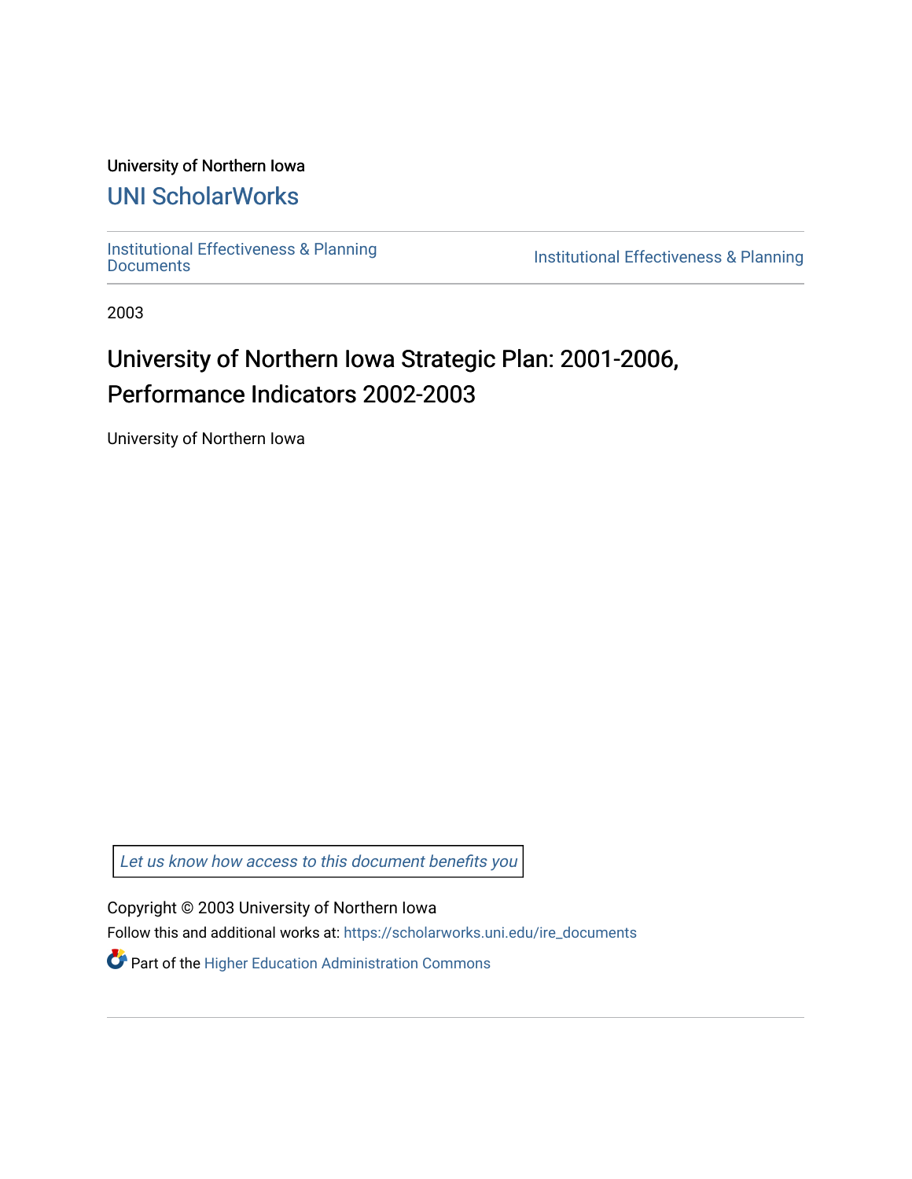University of Northern Iowa

UNI ScholarWorks

Institutional Effectiveness & Planning Documents

Institutional Effectiveness & Planning

2003

# University of Northern Iowa Strategic Plan: 2001-2006, Performance Indicators 2002-2003

University of Northern Iowa

*Let us know how access to this document benefits you*

Copyright © 2003 University of Northern Iowa

Follow this and additional works at: https://scholarworks.uni.edu/ire_documents

Part of the Higher Education Administration Commons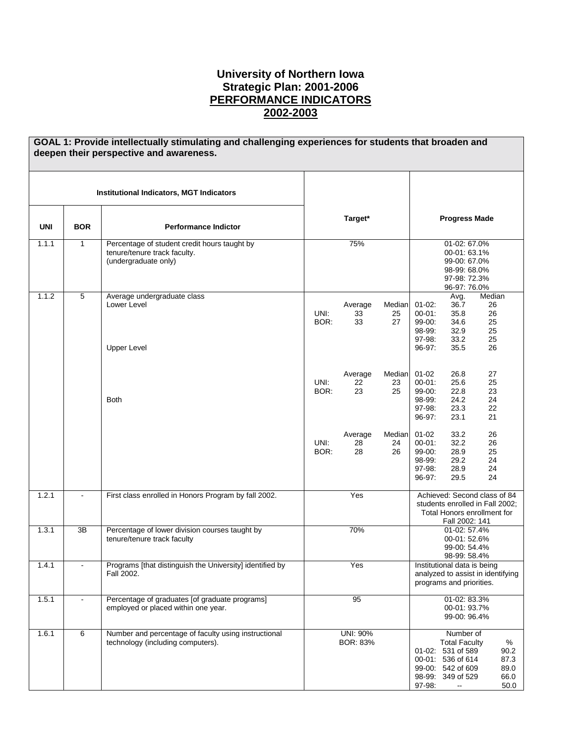# University of Northern Iowa
## Strategic Plan: 2001-2006
## PERFORMANCE INDICATORS
## 2002-2003

**GOAL 1: Provide intellectually stimulating and challenging experiences for students that broaden and deepen their perspective and awareness.**

| Institutional Indicators, MGT Indicators | | | | |
|---|---|---|---|---|
| **UNI** | **BOR** | **Performance Indictor** | **Target*** | **Progress Made** |
| 1.1.1 | 1 | Percentage of student credit hours taught by tenure/tenure track faculty. (undergraduate only) | 75% | 01-02: 67.0%<br>00-01: 63.1%<br>99-00: 67.0%<br>98-99: 68.0%<br>97-98: 72.3%<br>96-97: 76.0% |
| 1.1.2 | 5 | Average undergraduate class<br>Lower Level | Average / Median<br>UNI: 33 / 25<br>BOR: 33 / 27 | Avg. / Median<br>01-02: 36.7 / 26<br>00-01: 35.8 / 26<br>99-00: 34.6 / 25<br>98-99: 32.9 / 25<br>97-98: 33.2 / 25<br>96-97: 35.5 / 26 |
| | | Upper Level | Average / Median<br>UNI: 22 / 23<br>BOR: 23 / 25 | 01-02: 26.8 / 27<br>00-01: 25.6 / 25<br>99-00: 22.8 / 23<br>98-99: 24.2 / 24<br>97-98: 23.3 / 22<br>96-97: 23.1 / 21 |
| | | Both | Average / Median<br>UNI: 28 / 24<br>BOR: 28 / 26 | 01-02: 33.2 / 26<br>00-01: 32.2 / 26<br>99-00: 28.9 / 25<br>98-99: 29.2 / 24<br>97-98: 28.9 / 24<br>96-97: 29.5 / 24 |
| 1.2.1 | - | First class enrolled in Honors Program by fall 2002. | Yes | Achieved: Second class of 84 students enrolled in Fall 2002; Total Honors enrollment for Fall 2002: 141 |
| 1.3.1 | 3B | Percentage of lower division courses taught by tenure/tenure track faculty | 70% | 01-02: 57.4%<br>00-01: 52.6%<br>99-00: 54.4%<br>98-99: 58.4% |
| 1.4.1 | - | Programs [that distinguish the University] identified by Fall 2002. | Yes | Institutional data is being analyzed to assist in identifying programs and priorities. |
| 1.5.1 | - | Percentage of graduates [of graduate programs] employed or placed within one year. | 95 | 01-02: 83.3%<br>00-01: 93.7%<br>99-00: 96.4% |
| 1.6.1 | 6 | Number and percentage of faculty using instructional technology (including computers). | UNI: 90%<br>BOR: 83% | Number of Total Faculty / %<br>01-02: 531 of 589 / 90.2<br>00-01: 536 of 614 / 87.3<br>99-00: 542 of 609 / 89.0<br>98-99: 349 of 529 / 66.0<br>97-98: -- / 50.0 |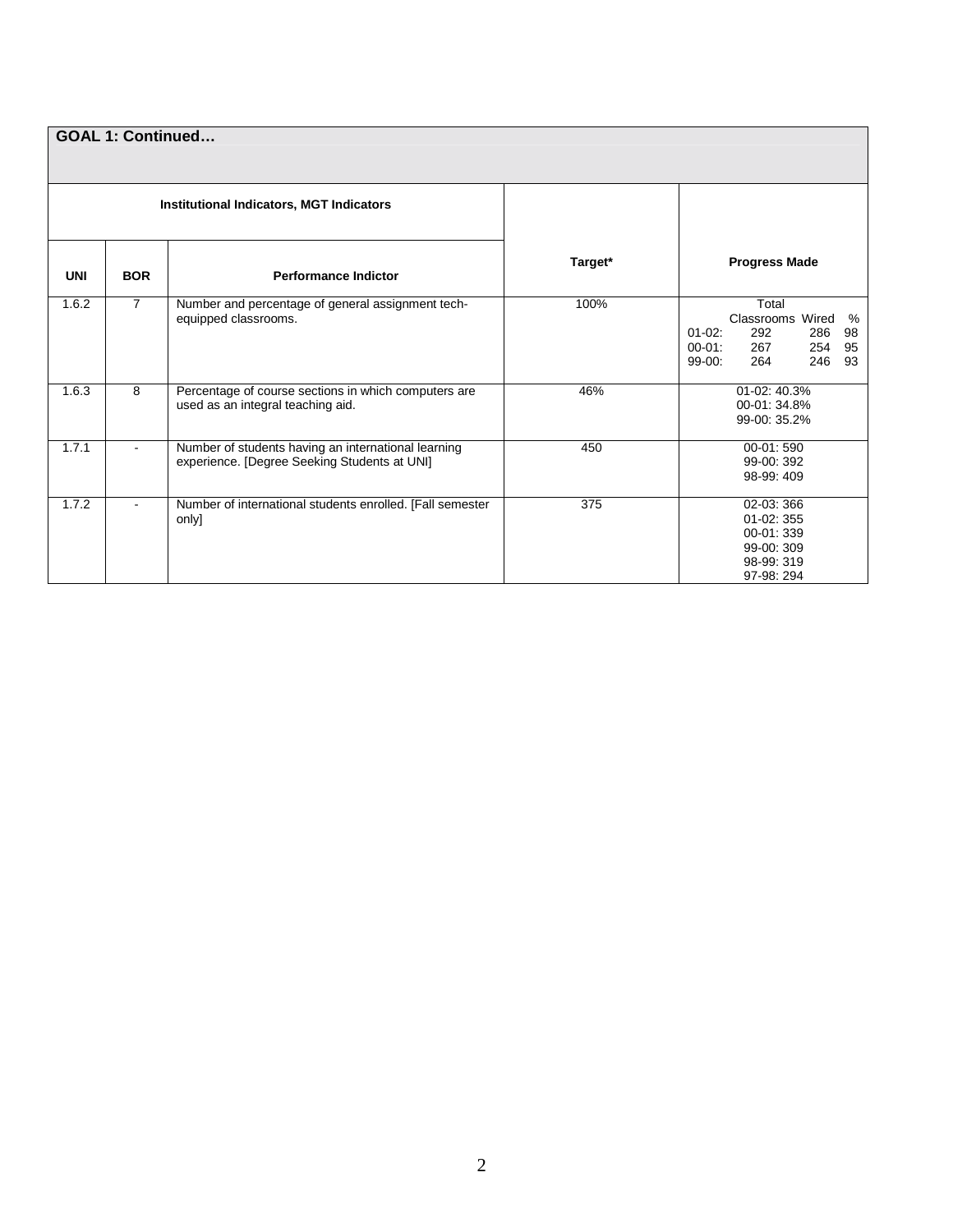| GOAL 1: Continued… | | | | |
|---|---|---|---|---|
| Institutional Indicators, MGT Indicators | | | Target* | Progress Made |
| UNI | BOR | Performance Indictor | | |
| 1.6.2 | 7 | Number and percentage of general assignment tech-equipped classrooms. | 100% | Total Classrooms / Wired / %<br>01-02: 292 / 286 / 98<br>00-01: 267 / 254 / 95<br>99-00: 264 / 246 / 93 |
| 1.6.3 | 8 | Percentage of course sections in which computers are used as an integral teaching aid. | 46% | 01-02: 40.3%<br>00-01: 34.8%<br>99-00: 35.2% |
| 1.7.1 | - | Number of students having an international learning experience. [Degree Seeking Students at UNI] | 450 | 00-01: 590<br>99-00: 392<br>98-99: 409 |
| 1.7.2 | - | Number of international students enrolled. [Fall semester only] | 375 | 02-03: 366<br>01-02: 355<br>00-01: 339<br>99-00: 309<br>98-99: 319<br>97-98: 294 |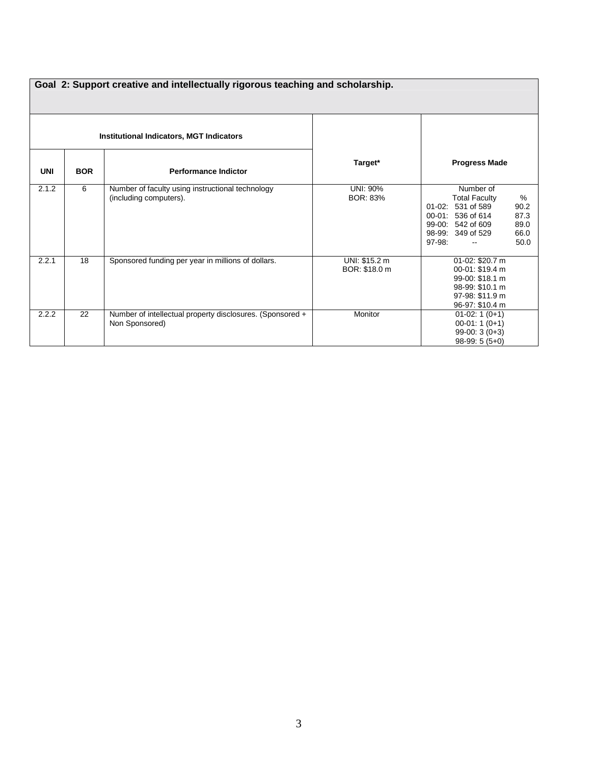| Goal 2: Support creative and intellectually rigorous teaching and scholarship. | | | | |
|---|---|---|---|---|
| Institutional Indicators, MGT Indicators | | | Target* | Progress Made |
| UNI | BOR | Performance Indictor | | |
| 2.1.2 | 6 | Number of faculty using instructional technology (including computers). | UNI: 90%<br>BOR: 83% | Number of Total Faculty / %<br>01-02: 531 of 589 — 90.2<br>00-01: 536 of 614 — 87.3<br>99-00: 542 of 609 — 89.0<br>98-99: 349 of 529 — 66.0<br>97-98: -- — 50.0 |
| 2.2.1 | 18 | Sponsored funding per year in millions of dollars. | UNI: $15.2 m<br>BOR: $18.0 m | 01-02: $20.7 m<br>00-01: $19.4 m<br>99-00: $18.1 m<br>98-99: $10.1 m<br>97-98: $11.9 m<br>96-97: $10.4 m |
| 2.2.2 | 22 | Number of intellectual property disclosures. (Sponsored + Non Sponsored) | Monitor | 01-02: 1 (0+1)<br>00-01: 1 (0+1)<br>99-00: 3 (0+3)<br>98-99: 5 (5+0) |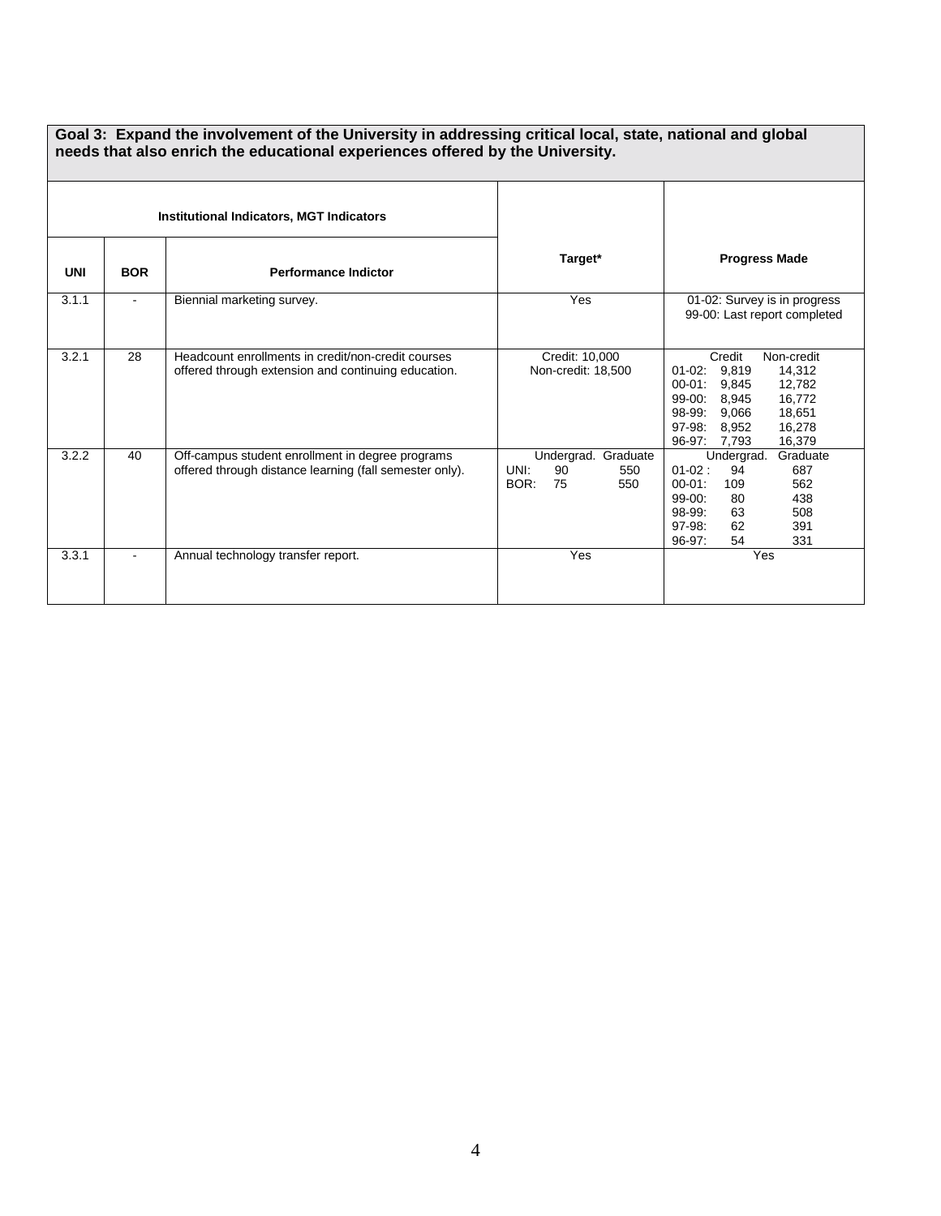**Goal 3: Expand the involvement of the University in addressing critical local, state, national and global needs that also enrich the educational experiences offered by the University.**

| Institutional Indicators, MGT Indicators | | | | |
|---|---|---|---|---|
| **UNI** | **BOR** | **Performance Indictor** | **Target*** | **Progress Made** |
| 3.1.1 | - | Biennial marketing survey. | Yes | 01-02: Survey is in progress<br>99-00: Last report completed |
| 3.2.1 | 28 | Headcount enrollments in credit/non-credit courses offered through extension and continuing education. | Credit: 10,000<br>Non-credit: 18,500 | Credit / Non-credit<br>01-02: 9,819 / 14,312<br>00-01: 9,845 / 12,782<br>99-00: 8,945 / 16,772<br>98-99: 9,066 / 18,651<br>97-98: 8,952 / 16,278<br>96-97: 7,793 / 16,379 |
| 3.2.2 | 40 | Off-campus student enrollment in degree programs offered through distance learning (fall semester only). | Undergrad. / Graduate<br>UNI: 90 / 550<br>BOR: 75 / 550 | Undergrad. / Graduate<br>01-02: 94 / 687<br>00-01: 109 / 562<br>99-00: 80 / 438<br>98-99: 63 / 508<br>97-98: 62 / 391<br>96-97: 54 / 331 |
| 3.3.1 | - | Annual technology transfer report. | Yes | Yes |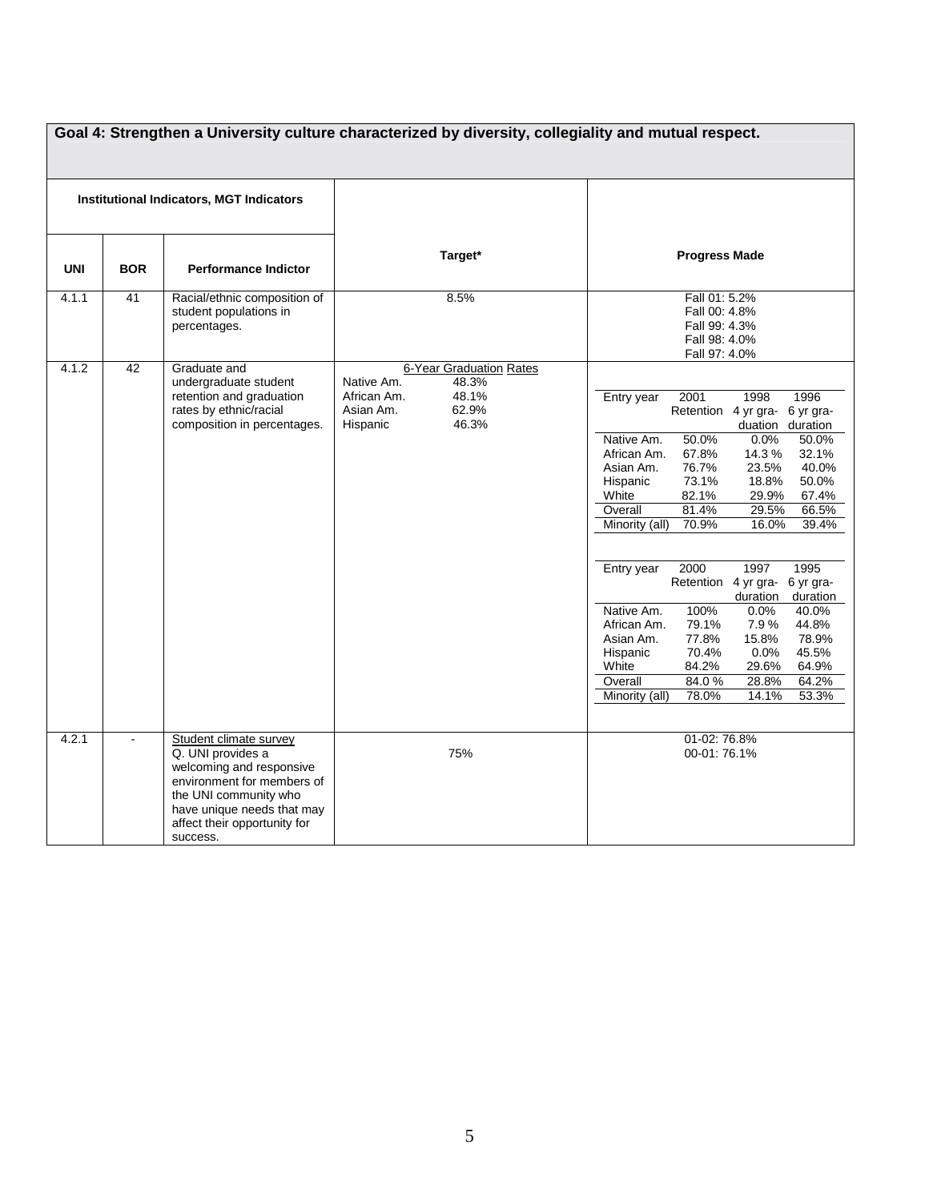## Goal 4: Strengthen a University culture characterized by diversity, collegiality and mutual respect.

| Institutional Indicators, MGT Indicators | | | | |
|---|---|---|---|---|
| **UNI** | **BOR** | **Performance Indictor** | **Target*** | **Progress Made** |
| 4.1.1 | 41 | Racial/ethnic composition of student populations in percentages. | 8.5% | Fall 01: 5.2%<br>Fall 00: 4.8%<br>Fall 99: 4.3%<br>Fall 98: 4.0%<br>Fall 97: 4.0% |
| 4.1.2 | 42 | Graduate and undergraduate student retention and graduation rates by ethnic/racial composition in percentages. | 6-Year Graduation Rates<br>Native Am. 48.3%<br>African Am. 48.1%<br>Asian Am. 62.9%<br>Hispanic 46.3% | See tables below |
| 4.2.1 | - | Student climate survey<br>Q. UNI provides a welcoming and responsive environment for members of the UNI community who have unique needs that may affect their opportunity for success. | 75% | 01-02: 76.8%<br>00-01: 76.1% |

Progress Made for 4.1.2:

| Entry year | 2001 Retention | 1998 4 yr graduation | 1996 6 yr graduation |
|---|---|---|---|
| Native Am. | 50.0% | 0.0% | 50.0% |
| African Am. | 67.8% | 14.3 % | 32.1% |
| Asian Am. | 76.7% | 23.5% | 40.0% |
| Hispanic | 73.1% | 18.8% | 50.0% |
| White | 82.1% | 29.9% | 67.4% |
| Overall | 81.4% | 29.5% | 66.5% |
| Minority (all) | 70.9% | 16.0% | 39.4% |

| Entry year | 2000 Retention | 1997 4 yr graduation | 1995 6 yr graduation |
|---|---|---|---|
| Native Am. | 100% | 0.0% | 40.0% |
| African Am. | 79.1% | 7.9 % | 44.8% |
| Asian Am. | 77.8% | 15.8% | 78.9% |
| Hispanic | 70.4% | 0.0% | 45.5% |
| White | 84.2% | 29.6% | 64.9% |
| Overall | 84.0 % | 28.8% | 64.2% |
| Minority (all) | 78.0% | 14.1% | 53.3% |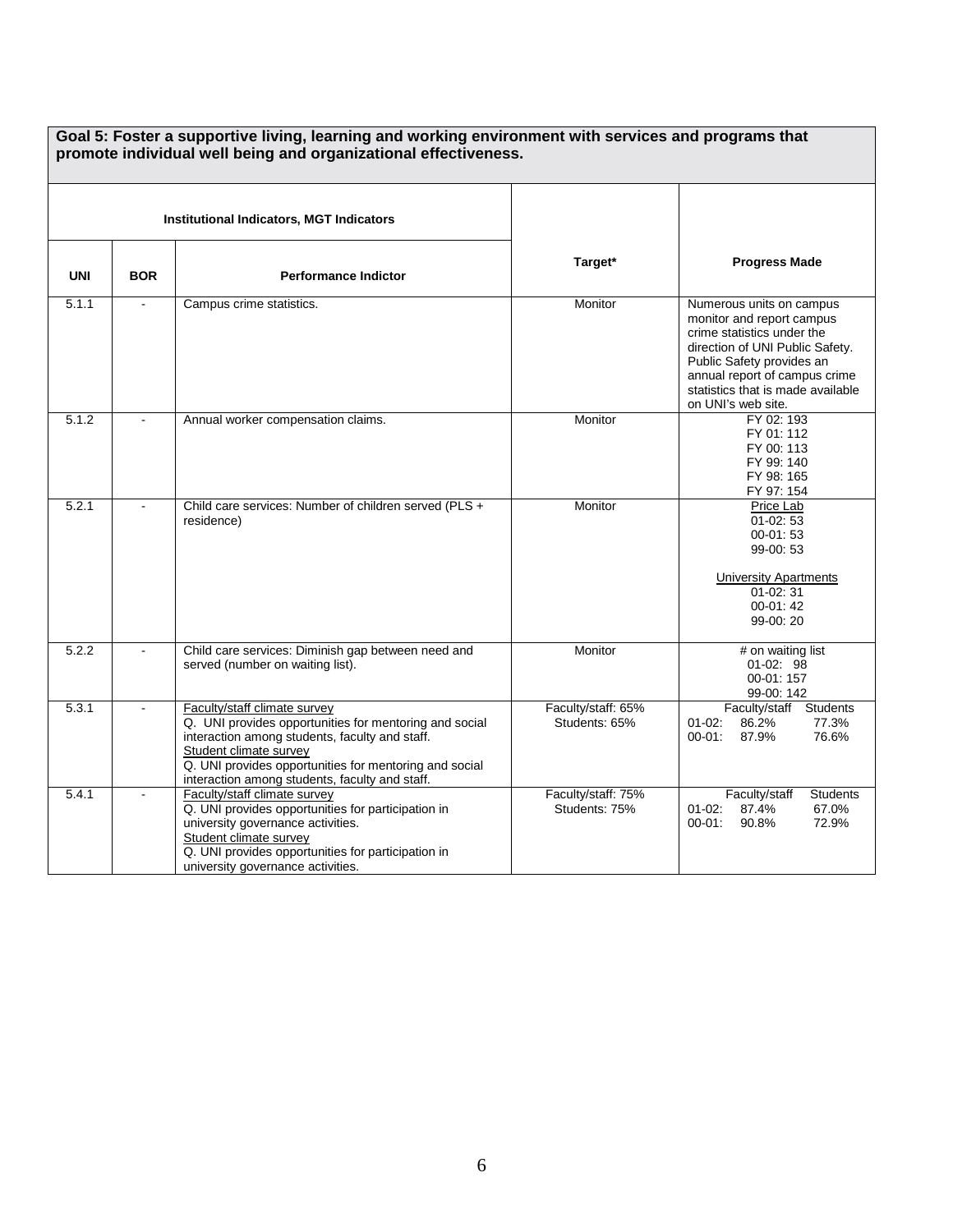## Goal 5: Foster a supportive living, learning and working environment with services and programs that promote individual well being and organizational effectiveness.

| Institutional Indicators, MGT Indicators | | | | |
|---|---|---|---|---|
| **UNI** | **BOR** | **Performance Indictor** | **Target*** | **Progress Made** |
| 5.1.1 | - | Campus crime statistics. | Monitor | Numerous units on campus monitor and report campus crime statistics under the direction of UNI Public Safety. Public Safety provides an annual report of campus crime statistics that is made available on UNI's web site. |
| 5.1.2 | - | Annual worker compensation claims. | Monitor | FY 02: 193<br>FY 01: 112<br>FY 00: 113<br>FY 99: 140<br>FY 98: 165<br>FY 97: 154 |
| 5.2.1 | - | Child care services: Number of children served (PLS + residence) | Monitor | Price Lab<br>01-02: 53<br>00-01: 53<br>99-00: 53<br><br>University Apartments<br>01-02: 31<br>00-01: 42<br>99-00: 20 |
| 5.2.2 | - | Child care services: Diminish gap between need and served (number on waiting list). | Monitor | # on waiting list<br>01-02: 98<br>00-01: 157<br>99-00: 142 |
| 5.3.1 | - | Faculty/staff climate survey<br>Q. UNI provides opportunities for mentoring and social interaction among students, faculty and staff.<br>Student climate survey<br>Q. UNI provides opportunities for mentoring and social interaction among students, faculty and staff. | Faculty/staff: 65%<br>Students: 65% | Faculty/staff Students<br>01-02: 86.2% 77.3%<br>00-01: 87.9% 76.6% |
| 5.4.1 | - | Faculty/staff climate survey<br>Q. UNI provides opportunities for participation in university governance activities.<br>Student climate survey<br>Q. UNI provides opportunities for participation in university governance activities. | Faculty/staff: 75%<br>Students: 75% | Faculty/staff Students<br>01-02: 87.4% 67.0%<br>00-01: 90.8% 72.9% |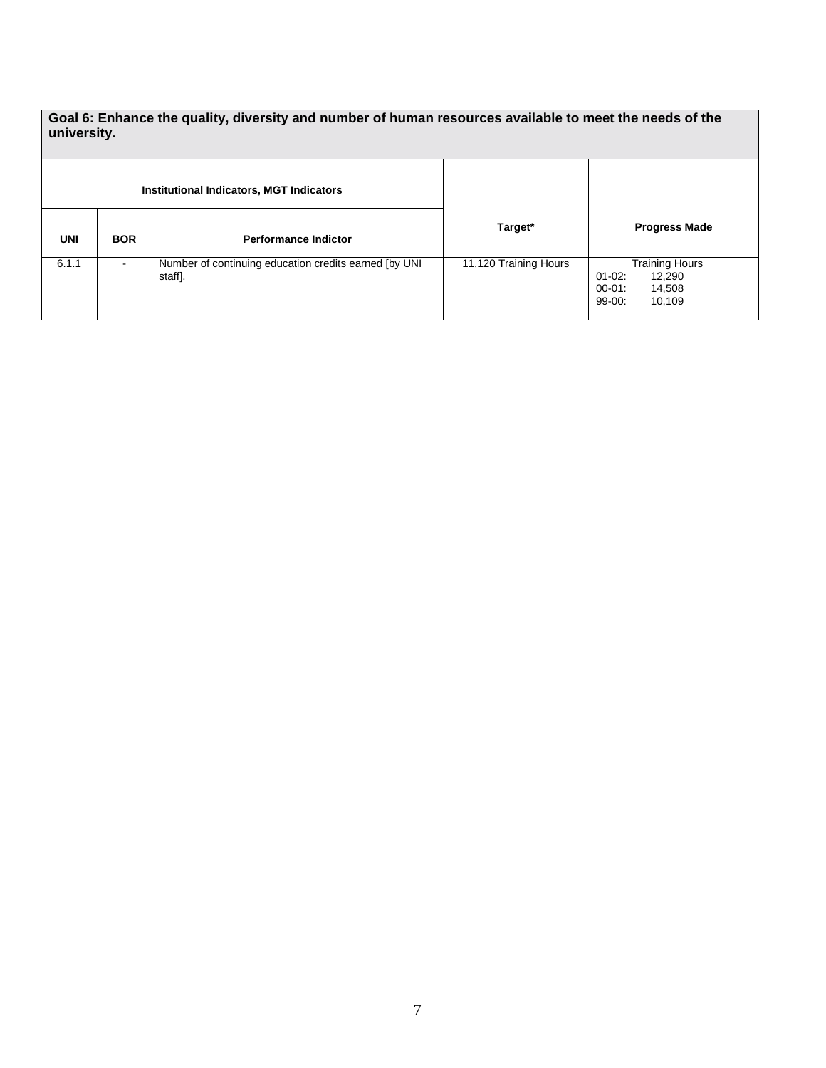| Goal 6: Enhance the quality, diversity and number of human resources available to meet the needs of the university. | | | | |
|---|---|---|---|---|
| Institutional Indicators, MGT Indicators | | | Target* | Progress Made |
| UNI | BOR | Performance Indictor | | |
| 6.1.1 | - | Number of continuing education credits earned [by UNI staff]. | 11,120 Training Hours | Training Hours<br>01-02: 12,290<br>00-01: 14,508<br>99-00: 10,109 |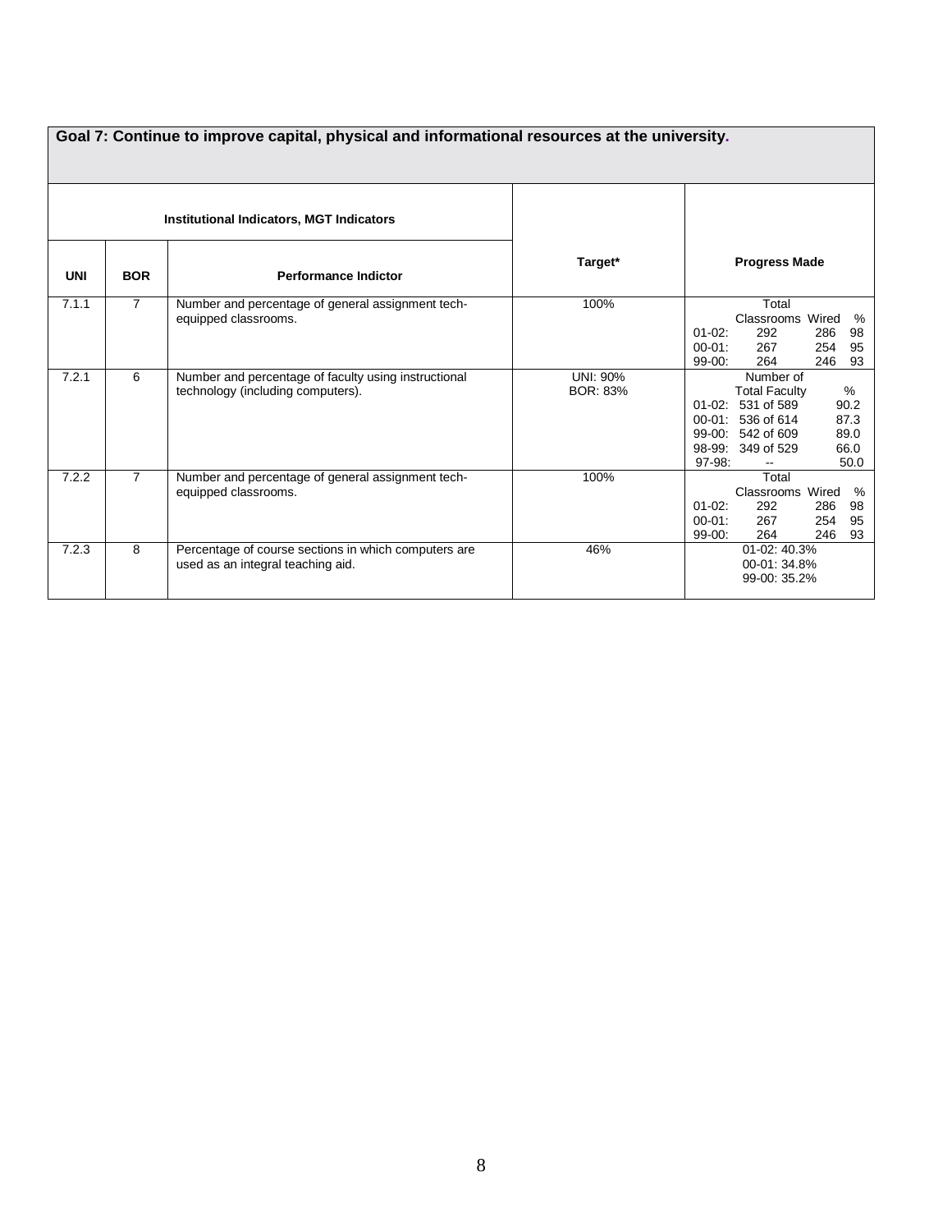## Goal 7: Continue to improve capital, physical and informational resources at the university.

| Institutional Indicators, MGT Indicators | | | | |
|---|---|---|---|---|
| **UNI** | **BOR** | **Performance Indictor** | **Target*** | **Progress Made** |
| 7.1.1 | 7 | Number and percentage of general assignment tech-equipped classrooms. | 100% | Total Classrooms / Wired / %<br>01-02: 292 / 286 / 98<br>00-01: 267 / 254 / 95<br>99-00: 264 / 246 / 93 |
| 7.2.1 | 6 | Number and percentage of faculty using instructional technology (including computers). | UNI: 90%<br>BOR: 83% | Number of Total Faculty / %<br>01-02: 531 of 589 / 90.2<br>00-01: 536 of 614 / 87.3<br>99-00: 542 of 609 / 89.0<br>98-99: 349 of 529 / 66.0<br>97-98: -- / 50.0 |
| 7.2.2 | 7 | Number and percentage of general assignment tech-equipped classrooms. | 100% | Total Classrooms / Wired / %<br>01-02: 292 / 286 / 98<br>00-01: 267 / 254 / 95<br>99-00: 264 / 246 / 93 |
| 7.2.3 | 8 | Percentage of course sections in which computers are used as an integral teaching aid. | 46% | 01-02: 40.3%<br>00-01: 34.8%<br>99-00: 35.2% |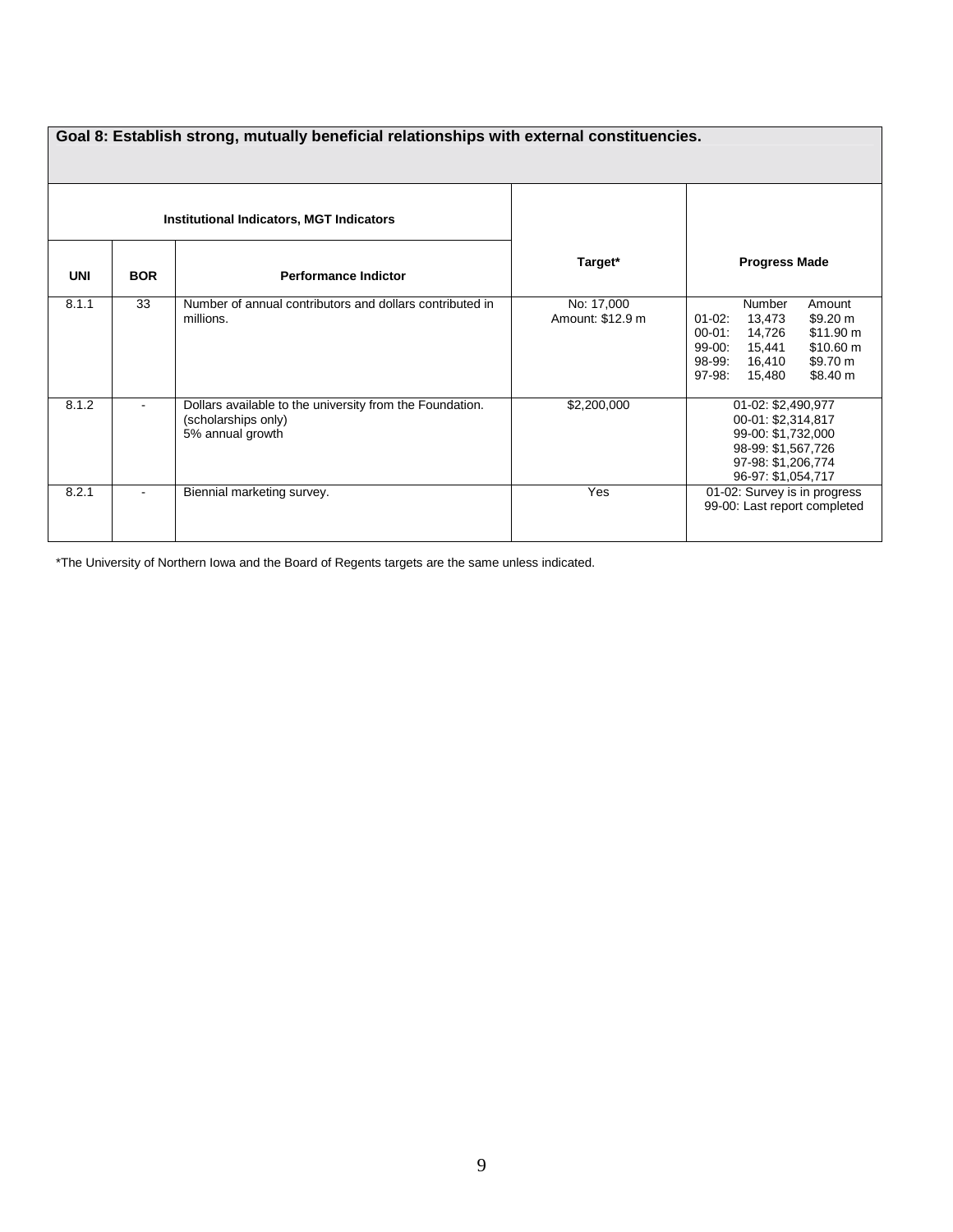| Goal 8: Establish strong, mutually beneficial relationships with external constituencies. | | | | |
|---|---|---|---|---|
| Institutional Indicators, MGT Indicators | | | | |
| UNI | BOR | Performance Indictor | Target* | Progress Made |
| 8.1.1 | 33 | Number of annual contributors and dollars contributed in millions. | No: 17,000<br>Amount: $12.9 m | Number Amount<br>01-02: 13,473 $9.20 m<br>00-01: 14,726 $11.90 m<br>99-00: 15,441 $10.60 m<br>98-99: 16,410 $9.70 m<br>97-98: 15,480 $8.40 m |
| 8.1.2 | - | Dollars available to the university from the Foundation. (scholarships only)<br>5% annual growth | $2,200,000 | 01-02: $2,490,977<br>00-01: $2,314,817<br>99-00: $1,732,000<br>98-99: $1,567,726<br>97-98: $1,206,774<br>96-97: $1,054,717 |
| 8.2.1 | - | Biennial marketing survey. | Yes | 01-02: Survey is in progress<br>99-00: Last report completed |

*The University of Northern Iowa and the Board of Regents targets are the same unless indicated.